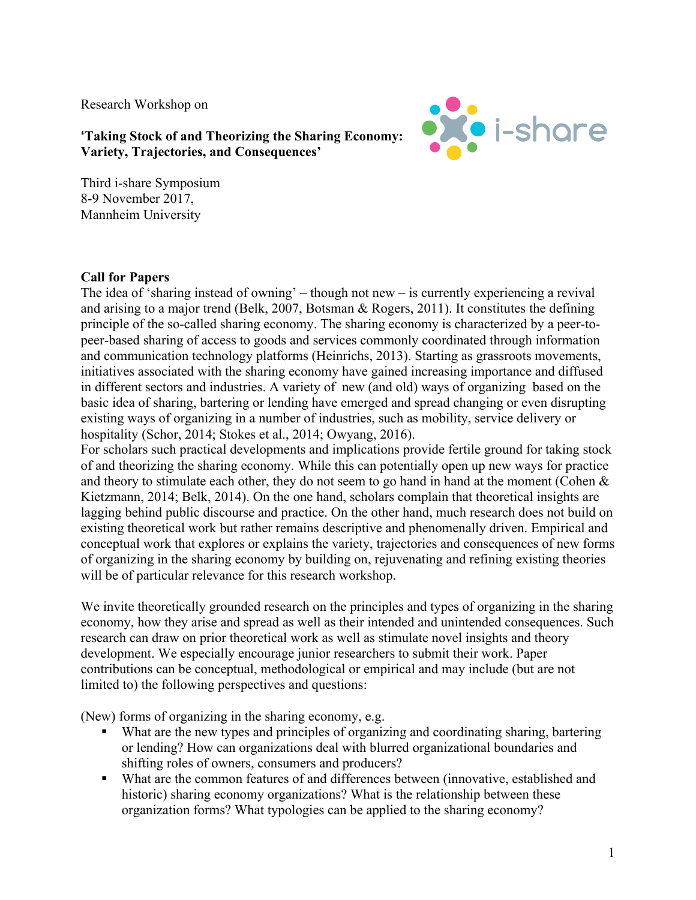Research Workshop on

**'Taking Stock of and Theorizing the Sharing Economy: Variety, Trajectories, and Consequences'**

i-share

Third i-share Symposium
8-9 November 2017,
Mannheim University

**Call for Papers**

The idea of 'sharing instead of owning' – though not new – is currently experiencing a revival and arising to a major trend (Belk, 2007, Botsman & Rogers, 2011). It constitutes the defining principle of the so-called sharing economy. The sharing economy is characterized by a peer-to-peer-based sharing of access to goods and services commonly coordinated through information and communication technology platforms (Heinrichs, 2013). Starting as grassroots movements, initiatives associated with the sharing economy have gained increasing importance and diffused in different sectors and industries. A variety of new (and old) ways of organizing based on the basic idea of sharing, bartering or lending have emerged and spread changing or even disrupting existing ways of organizing in a number of industries, such as mobility, service delivery or hospitality (Schor, 2014; Stokes et al., 2014; Owyang, 2016).

For scholars such practical developments and implications provide fertile ground for taking stock of and theorizing the sharing economy. While this can potentially open up new ways for practice and theory to stimulate each other, they do not seem to go hand in hand at the moment (Cohen & Kietzmann, 2014; Belk, 2014). On the one hand, scholars complain that theoretical insights are lagging behind public discourse and practice. On the other hand, much research does not build on existing theoretical work but rather remains descriptive and phenomenally driven. Empirical and conceptual work that explores or explains the variety, trajectories and consequences of new forms of organizing in the sharing economy by building on, rejuvenating and refining existing theories will be of particular relevance for this research workshop.

We invite theoretically grounded research on the principles and types of organizing in the sharing economy, how they arise and spread as well as their intended and unintended consequences. Such research can draw on prior theoretical work as well as stimulate novel insights and theory development. We especially encourage junior researchers to submit their work. Paper contributions can be conceptual, methodological or empirical and may include (but are not limited to) the following perspectives and questions:

(New) forms of organizing in the sharing economy, e.g.

- What are the new types and principles of organizing and coordinating sharing, bartering or lending? How can organizations deal with blurred organizational boundaries and shifting roles of owners, consumers and producers?
- What are the common features of and differences between (innovative, established and historic) sharing economy organizations? What is the relationship between these organization forms? What typologies can be applied to the sharing economy?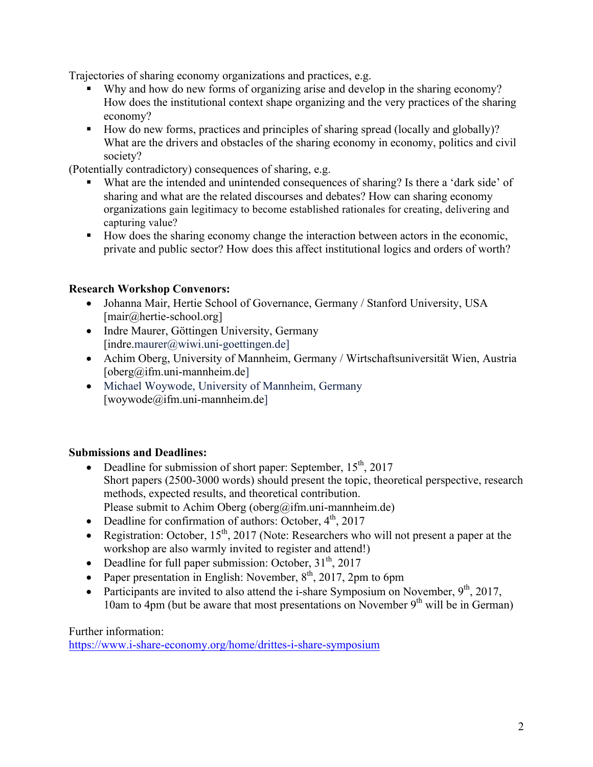Trajectories of sharing economy organizations and practices, e.g.

- Why and how do new forms of organizing arise and develop in the sharing economy? How does the institutional context shape organizing and the very practices of the sharing economy?
- How do new forms, practices and principles of sharing spread (locally and globally)? What are the drivers and obstacles of the sharing economy in economy, politics and civil society?

(Potentially contradictory) consequences of sharing, e.g.

- What are the intended and unintended consequences of sharing? Is there a 'dark side' of sharing and what are the related discourses and debates? How can sharing economy organizations gain legitimacy to become established rationales for creating, delivering and capturing value?
- How does the sharing economy change the interaction between actors in the economic, private and public sector? How does this affect institutional logics and orders of worth?

**Research Workshop Convenors:**

- Johanna Mair, Hertie School of Governance, Germany / Stanford University, USA [mair@hertie-school.org]
- Indre Maurer, Göttingen University, Germany [indre.maurer@wiwi.uni-goettingen.de]
- Achim Oberg, University of Mannheim, Germany / Wirtschaftsuniversität Wien, Austria [oberg@ifm.uni-mannheim.de]
- Michael Woywode, University of Mannheim, Germany [woywode@ifm.uni-mannheim.de]

**Submissions and Deadlines:**

- Deadline for submission of short paper: September, 15th, 2017
  Short papers (2500-3000 words) should present the topic, theoretical perspective, research methods, expected results, and theoretical contribution.
  Please submit to Achim Oberg (oberg@ifm.uni-mannheim.de)
- Deadline for confirmation of authors: October, 4th, 2017
- Registration: October, 15th, 2017 (Note: Researchers who will not present a paper at the workshop are also warmly invited to register and attend!)
- Deadline for full paper submission: October, 31th, 2017
- Paper presentation in English: November, 8th, 2017, 2pm to 6pm
- Participants are invited to also attend the i-share Symposium on November, 9th, 2017, 10am to 4pm (but be aware that most presentations on November 9th will be in German)

Further information:
https://www.i-share-economy.org/home/drittes-i-share-symposium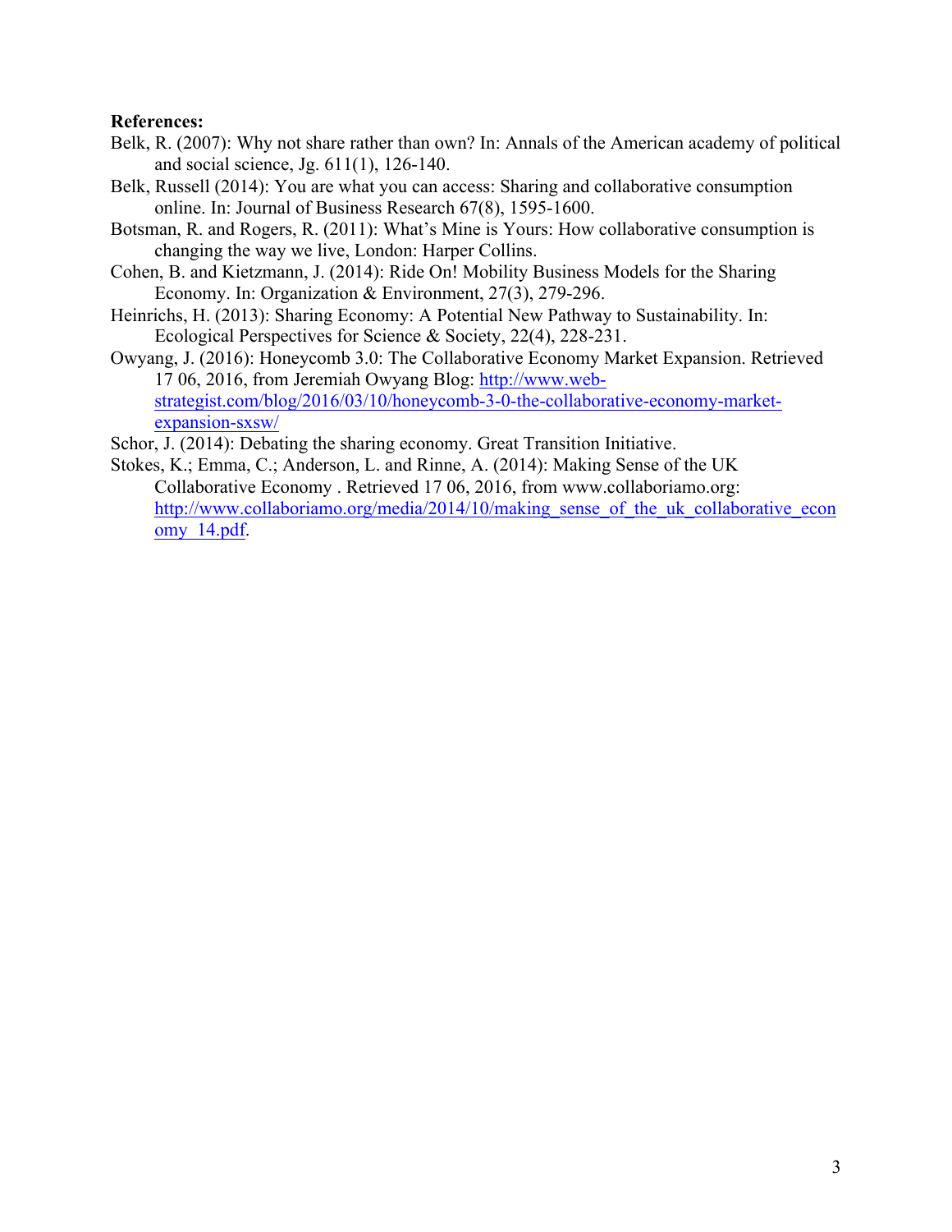**References:**

Belk, R. (2007): Why not share rather than own? In: Annals of the American academy of political and social science, Jg. 611(1), 126-140.

Belk, Russell (2014): You are what you can access: Sharing and collaborative consumption online. In: Journal of Business Research 67(8), 1595-1600.

Botsman, R. and Rogers, R. (2011): What's Mine is Yours: How collaborative consumption is changing the way we live, London: Harper Collins.

Cohen, B. and Kietzmann, J. (2014): Ride On! Mobility Business Models for the Sharing Economy. In: Organization & Environment, 27(3), 279-296.

Heinrichs, H. (2013): Sharing Economy: A Potential New Pathway to Sustainability. In: Ecological Perspectives for Science & Society, 22(4), 228-231.

Owyang, J. (2016): Honeycomb 3.0: The Collaborative Economy Market Expansion. Retrieved 17 06, 2016, from Jeremiah Owyang Blog: http://www.web-strategist.com/blog/2016/03/10/honeycomb-3-0-the-collaborative-economy-market-expansion-sxsw/

Schor, J. (2014): Debating the sharing economy. Great Transition Initiative.

Stokes, K.; Emma, C.; Anderson, L. and Rinne, A. (2014): Making Sense of the UK Collaborative Economy . Retrieved 17 06, 2016, from www.collaboriamo.org: http://www.collaboriamo.org/media/2014/10/making_sense_of_the_uk_collaborative_economy_14.pdf.